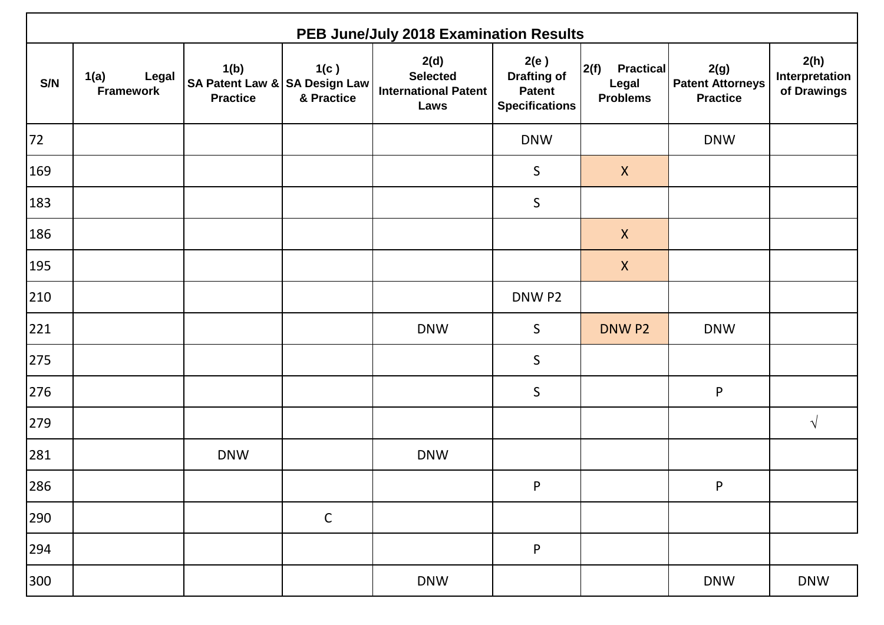| PEB June/July 2018 Examination Results | | | | | | | | |
|---|---|---|---|---|---|---|---|---|
| S/N | 1(a) Legal Framework | 1(b) SA Patent Law & Practice | 1(c ) SA Design Law & Practice | 2(d) Selected International Patent Laws | 2(e ) Drafting of Patent Specifications | 2(f) Practical Legal Problems | 2(g) Patent Attorneys Practice | 2(h) Interpretation of Drawings |
| 72 | | | | | DNW | | DNW | |
| 169 | | | | | S | X | | |
| 183 | | | | | S | | | |
| 186 | | | | | | X | | |
| 195 | | | | | | X | | |
| 210 | | | | | DNW P2 | | | |
| 221 | | | | DNW | S | DNW P2 | DNW | |
| 275 | | | | | S | | | |
| 276 | | | | | S | | P | |
| 279 | | | | | | | | √ |
| 281 | | DNW | | DNW | | | | |
| 286 | | | | | P | | P | |
| 290 | | | C | | | | | |
| 294 | | | | | P | | | |
| 300 | | | | DNW | | | DNW | DNW |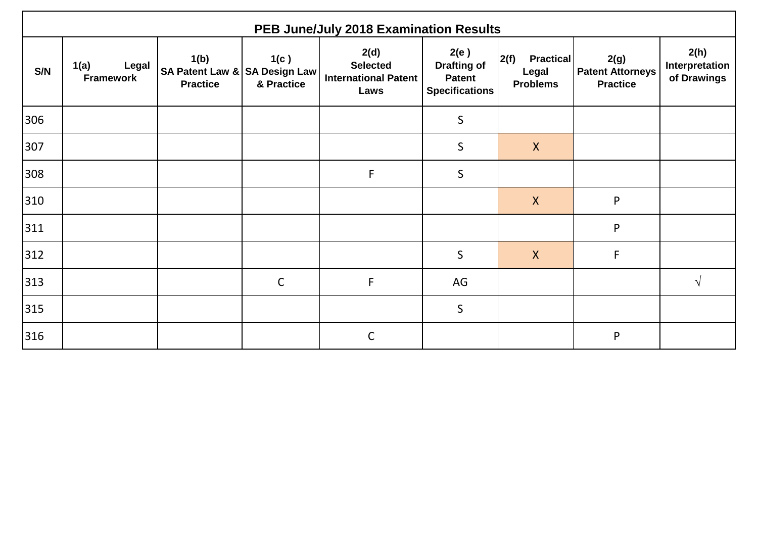| PEB June/July 2018 Examination Results | | | | | | | | |
|---|---|---|---|---|---|---|---|---|
| S/N | 1(a) Legal Framework | 1(b) SA Patent Law & Practice | 1(c ) SA Design Law & Practice | 2(d) Selected International Patent Laws | 2(e ) Drafting of Patent Specifications | 2(f) Practical Legal Problems | 2(g) Patent Attorneys Practice | 2(h) Interpretation of Drawings |
| 306 | | | | | S | | | |
| 307 | | | | | S | X | | |
| 308 | | | | F | S | | | |
| 310 | | | | | | X | P | |
| 311 | | | | | | | P | |
| 312 | | | | | S | X | F | |
| 313 | | | C | F | AG | | | √ |
| 315 | | | | | S | | | |
| 316 | | | | C | | | P | |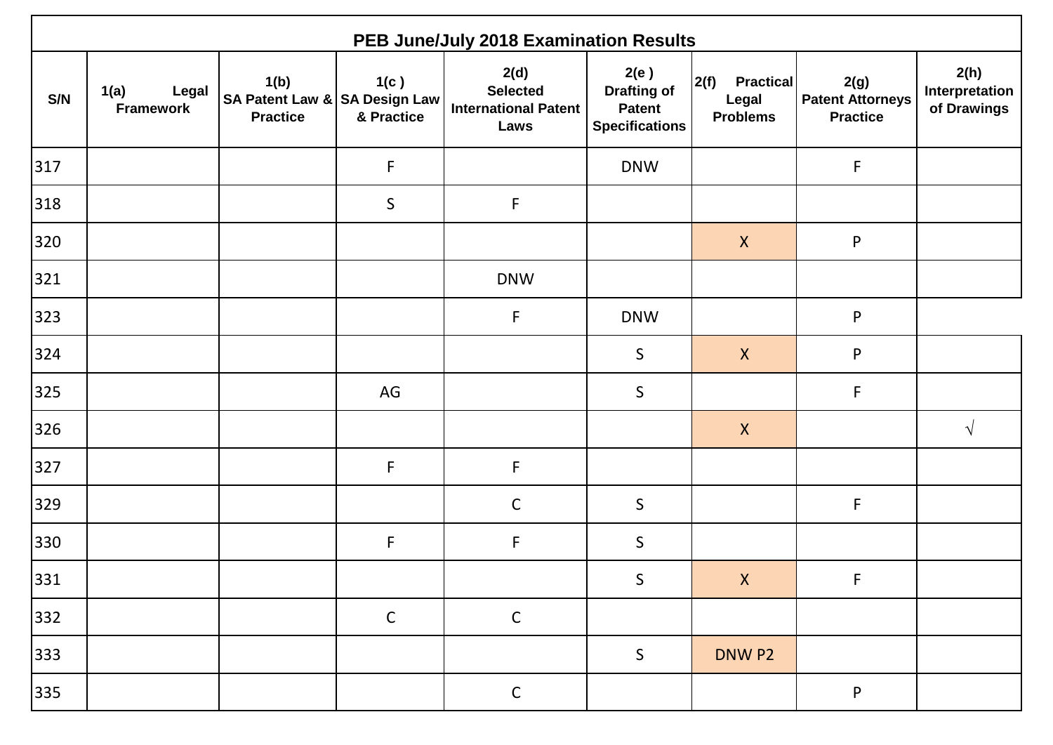| PEB June/July 2018 Examination Results | | | | | | | | |
|---|---|---|---|---|---|---|---|---|
| S/N | 1(a) Legal Framework | 1(b) SA Patent Law & Practice | 1(c ) SA Design Law & Practice | 2(d) Selected International Patent Laws | 2(e ) Drafting of Patent Specifications | 2(f) Practical Legal Problems | 2(g) Patent Attorneys Practice | 2(h) Interpretation of Drawings |
| 317 | | | F | | DNW | | F | |
| 318 | | | S | F | | | | |
| 320 | | | | | | X | P | |
| 321 | | | | DNW | | | | |
| 323 | | | | F | DNW | | P | |
| 324 | | | | | S | X | P | |
| 325 | | | AG | | S | | F | |
| 326 | | | | | | X | | √ |
| 327 | | | F | F | | | | |
| 329 | | | | C | S | | F | |
| 330 | | | F | F | S | | | |
| 331 | | | | | S | X | F | |
| 332 | | | C | C | | | | |
| 333 | | | | | S | DNW P2 | | |
| 335 | | | | C | | | P | |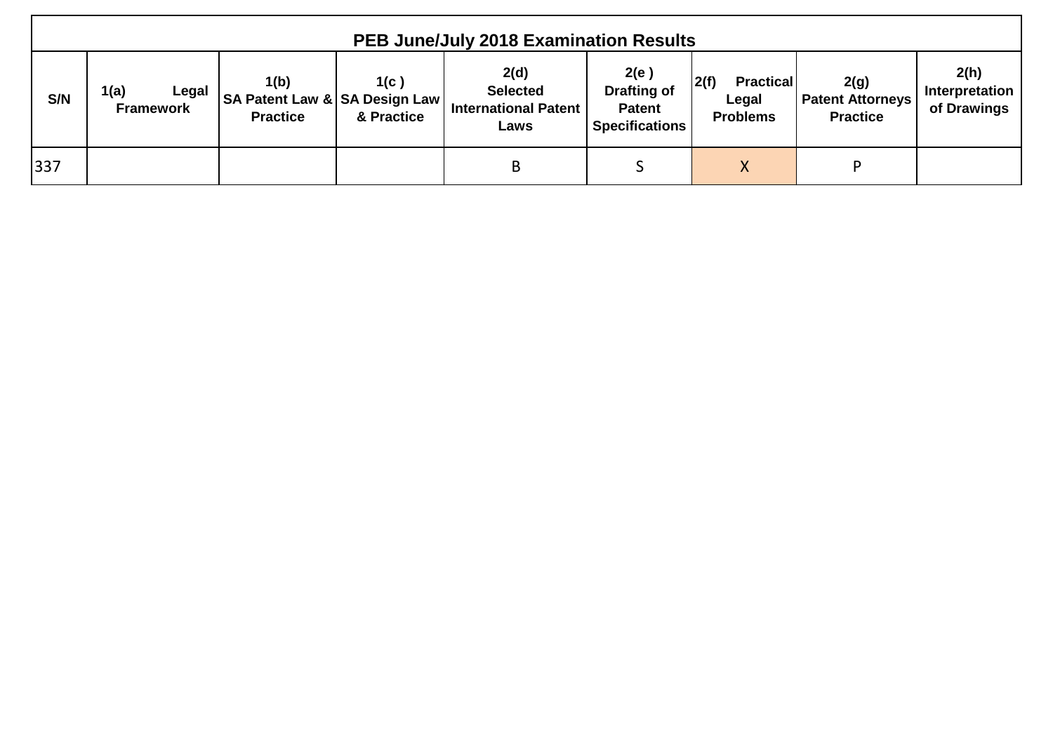| PEB June/July 2018 Examination Results | | | | | | | | |
|---|---|---|---|---|---|---|---|---|
| S/N | 1(a) Legal Framework | 1(b) SA Patent Law & Practice | 1(c ) SA Design Law & Practice | 2(d) Selected International Patent Laws | 2(e ) Drafting of Patent Specifications | 2(f) Practical Legal Problems | 2(g) Patent Attorneys Practice | 2(h) Interpretation of Drawings |
| 337 | | | | B | S | X | P | |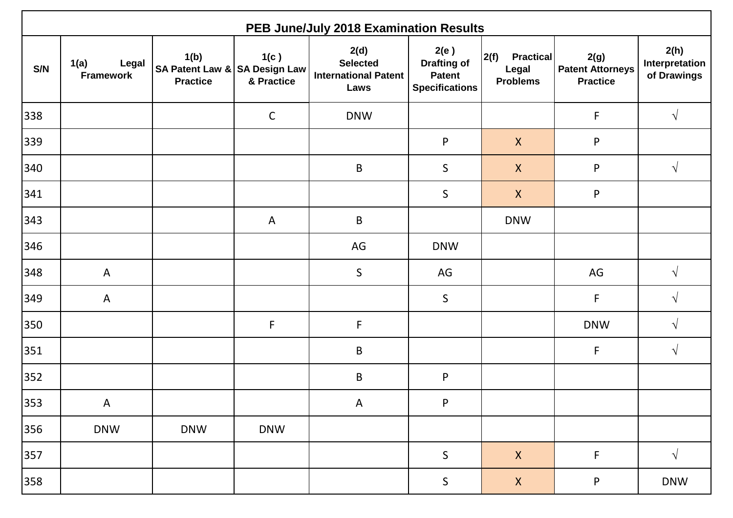| PEB June/July 2018 Examination Results | | | | | | | | |
|---|---|---|---|---|---|---|---|---|
| S/N | 1(a) Legal Framework | 1(b) SA Patent Law & Practice | 1(c ) SA Design Law & Practice | 2(d) Selected International Patent Laws | 2(e ) Drafting of Patent Specifications | 2(f) Practical Legal Problems | 2(g) Patent Attorneys Practice | 2(h) Interpretation of Drawings |
| 338 | | | C | DNW | | | F | √ |
| 339 | | | | | P | X | P | |
| 340 | | | | B | S | X | P | √ |
| 341 | | | | | S | X | P | |
| 343 | | | A | B | | DNW | | |
| 346 | | | | AG | DNW | | | |
| 348 | A | | | S | AG | | AG | √ |
| 349 | A | | | | S | | F | √ |
| 350 | | | F | F | | | DNW | √ |
| 351 | | | | B | | | F | √ |
| 352 | | | | B | P | | | |
| 353 | A | | | A | P | | | |
| 356 | DNW | DNW | DNW | | | | | |
| 357 | | | | | S | X | F | √ |
| 358 | | | | | S | X | P | DNW |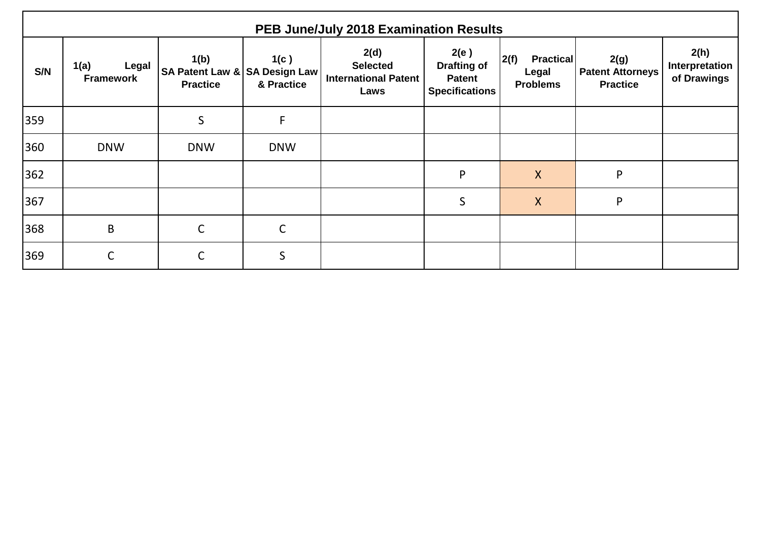| PEB June/July 2018 Examination Results | | | | | | | | |
|---|---|---|---|---|---|---|---|---|
| S/N | 1(a) Legal Framework | 1(b) SA Patent Law & Practice | 1(c ) SA Design Law & Practice | 2(d) Selected International Patent Laws | 2(e ) Drafting of Patent Specifications | 2(f) Practical Legal Problems | 2(g) Patent Attorneys Practice | 2(h) Interpretation of Drawings |
| 359 | | S | F | | | | | |
| 360 | DNW | DNW | DNW | | | | | |
| 362 | | | | | P | X | P | |
| 367 | | | | | S | X | P | |
| 368 | B | C | C | | | | | |
| 369 | C | C | S | | | | | |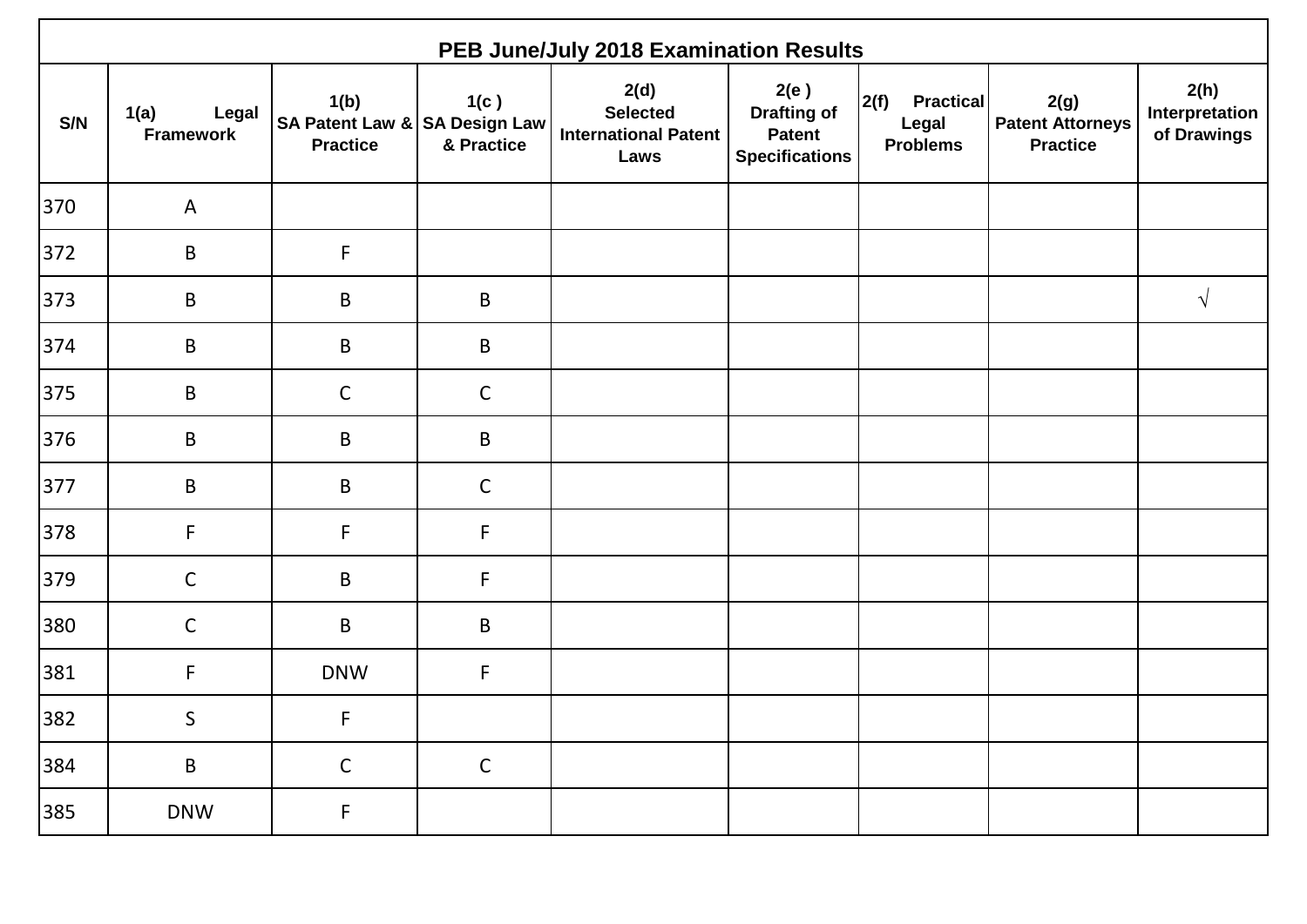| PEB June/July 2018 Examination Results | | | | | | | | |
|---|---|---|---|---|---|---|---|---|
| S/N | 1(a) Legal Framework | 1(b) SA Patent Law & Practice | 1(c ) SA Design Law & Practice | 2(d) Selected International Patent Laws | 2(e ) Drafting of Patent Specifications | 2(f) Practical Legal Problems | 2(g) Patent Attorneys Practice | 2(h) Interpretation of Drawings |
| 370 | A | | | | | | | |
| 372 | B | F | | | | | | |
| 373 | B | B | B | | | | | √ |
| 374 | B | B | B | | | | | |
| 375 | B | C | C | | | | | |
| 376 | B | B | B | | | | | |
| 377 | B | B | C | | | | | |
| 378 | F | F | F | | | | | |
| 379 | C | B | F | | | | | |
| 380 | C | B | B | | | | | |
| 381 | F | DNW | F | | | | | |
| 382 | S | F | | | | | | |
| 384 | B | C | C | | | | | |
| 385 | DNW | F | | | | | | |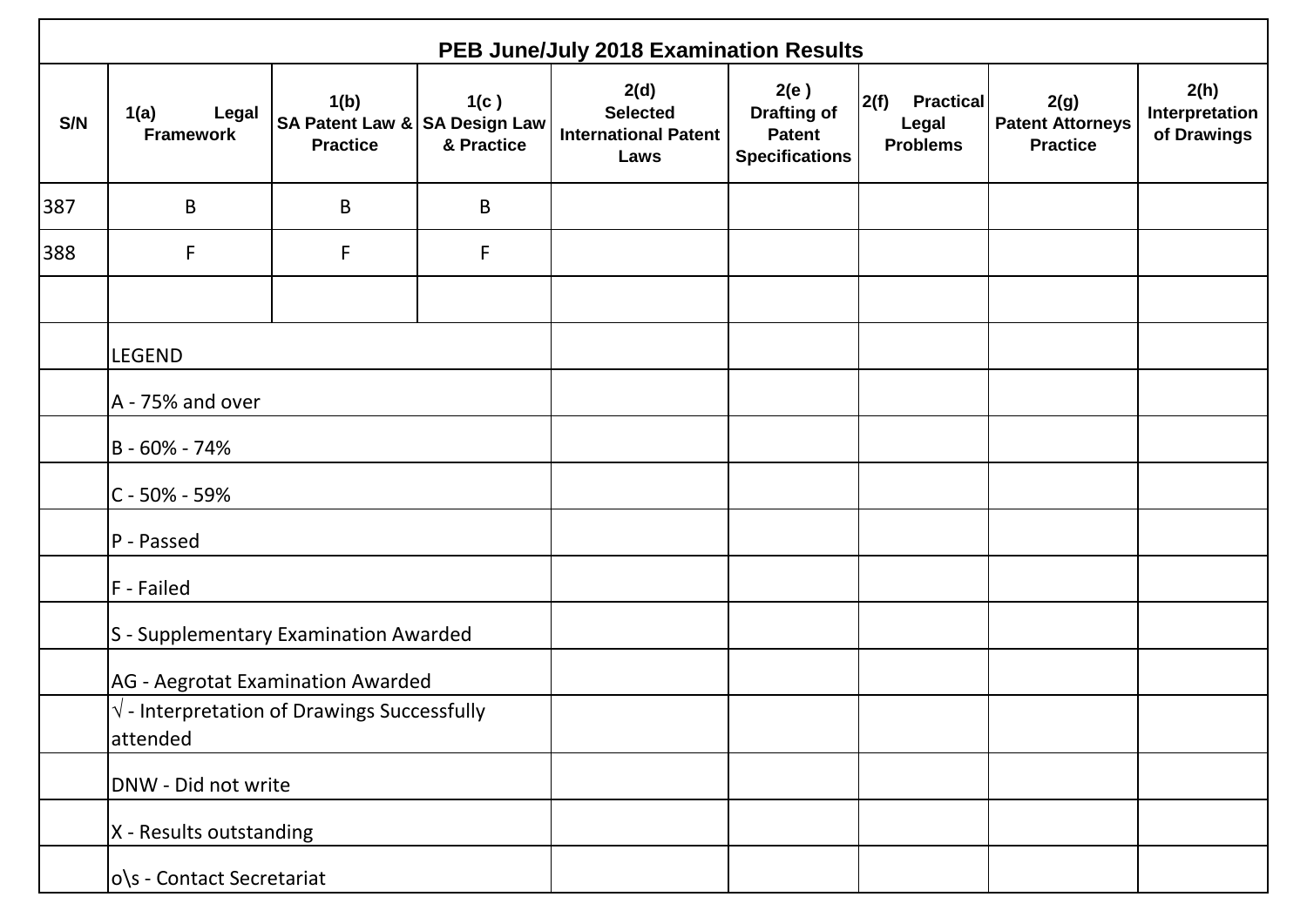| PEB June/July 2018 Examination Results | | | | | | | | |
|---|---|---|---|---|---|---|---|---|
| S/N | 1(a) Legal Framework | 1(b) SA Patent Law & Practice | 1(c ) SA Design Law & Practice | 2(d) Selected International Patent Laws | 2(e ) Drafting of Patent Specifications | 2(f) Practical Legal Problems | 2(g) Patent Attorneys Practice | 2(h) Interpretation of Drawings |
| 387 | B | B | B | | | | | |
| 388 | F | F | F | | | | | |
| | | | | | | | | |
| | LEGEND | | | | | | | |
| | A - 75% and over | | | | | | | |
| | B - 60% - 74% | | | | | | | |
| | C - 50% - 59% | | | | | | | |
| | P - Passed | | | | | | | |
| | F - Failed | | | | | | | |
| | S - Supplementary Examination Awarded | | | | | | | |
| | AG - Aegrotat Examination Awarded | | | | | | | |
| | √ - Interpretation of Drawings Successfully attended | | | | | | | |
| | DNW - Did not write | | | | | | | |
| | X - Results outstanding | | | | | | | |
| | o\s - Contact Secretariat | | | | | | | |